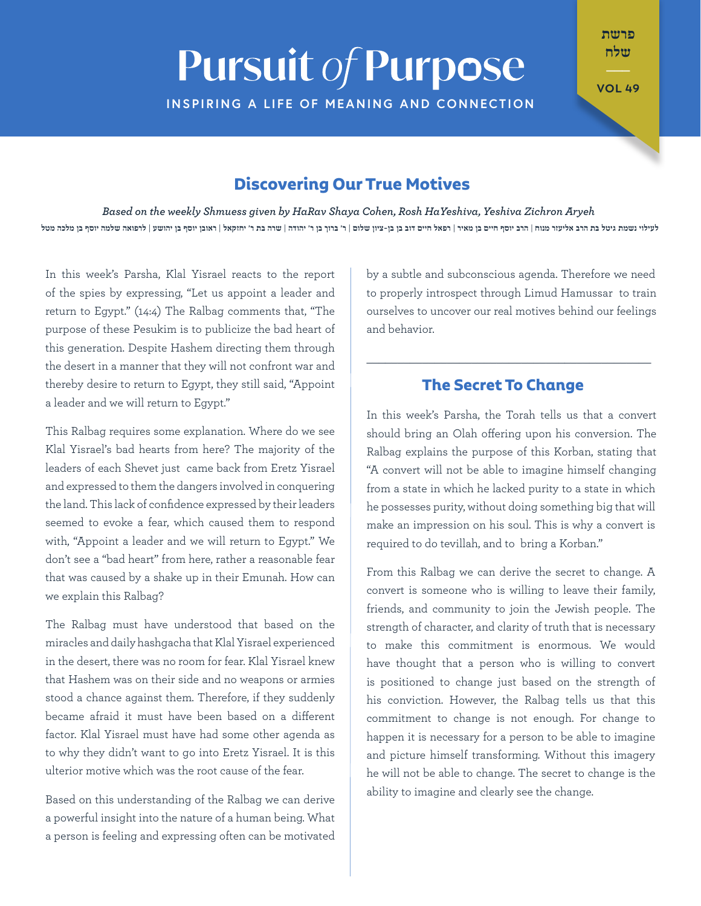# Pursuit *of* Purpose

INSPIRING A LIFE OF MEANING AND CONNECTION

פרשת שלח

VOL 49

## Discovering Our True Motives

*Based on the weekly Shmuess given by HaRav Shaya Cohen, Rosh HaYeshiva, Yeshiva Zichron Aryeh*

לעילוי נשמת גיטל בת הרב אליעזר מנוח | הרב יוסף חיים בן מאיר | רפאל חיים דוב בן בן-ציון שלום | ר' ברוך בן ר' יהודה | שרה בת ר' יחזקאל | ראובן יוסף בן יהושע | לרפואה שלמה יוסף בן מלכה מטל

In this week's Parsha, Klal Yisrael reacts to the report of the spies by expressing, "Let us appoint a leader and return to Egypt." (14:4) The Ralbag comments that, "The purpose of these Pesukim is to publicize the bad heart of this generation. Despite Hashem directing them through the desert in a manner that they will not confront war and thereby desire to return to Egypt, they still said, "Appoint a leader and we will return to Egypt."

This Ralbag requires some explanation. Where do we see Klal Yisrael's bad hearts from here? The majority of the leaders of each Shevet just came back from Eretz Yisrael and expressed to them the dangers involved in conquering the land. This lack of confidence expressed by their leaders seemed to evoke a fear, which caused them to respond with, "Appoint a leader and we will return to Egypt." We don't see a "bad heart" from here, rather a reasonable fear that was caused by a shake up in their Emunah. How can we explain this Ralbag?

The Ralbag must have understood that based on the miracles and daily hashgacha that Klal Yisrael experienced in the desert, there was no room for fear. Klal Yisrael knew that Hashem was on their side and no weapons or armies stood a chance against them. Therefore, if they suddenly became afraid it must have been based on a different factor. Klal Yisrael must have had some other agenda as to why they didn't want to go into Eretz Yisrael. It is this ulterior motive which was the root cause of the fear.

Based on this understanding of the Ralbag we can derive a powerful insight into the nature of a human being. What a person is feeling and expressing often can be motivated by a subtle and subconscious agenda. Therefore we need to properly introspect through Limud Hamussar to train ourselves to uncover our real motives behind our feelings and behavior.

---

## The Secret To Change

In this week's Parsha, the Torah tells us that a convert should bring an Olah offering upon his conversion. The Ralbag explains the purpose of this Korban, stating that "A convert will not be able to imagine himself changing from a state in which he lacked purity to a state in which he possesses purity, without doing something big that will make an impression on his soul. This is why a convert is required to do tevillah, and to bring a Korban."

From this Ralbag we can derive the secret to change. A convert is someone who is willing to leave their family, friends, and community to join the Jewish people. The strength of character, and clarity of truth that is necessary to make this commitment is enormous. We would have thought that a person who is willing to convert is positioned to change just based on the strength of his conviction. However, the Ralbag tells us that this commitment to change is not enough. For change to happen it is necessary for a person to be able to imagine and picture himself transforming. Without this imagery he will not be able to change. The secret to change is the ability to imagine and clearly see the change.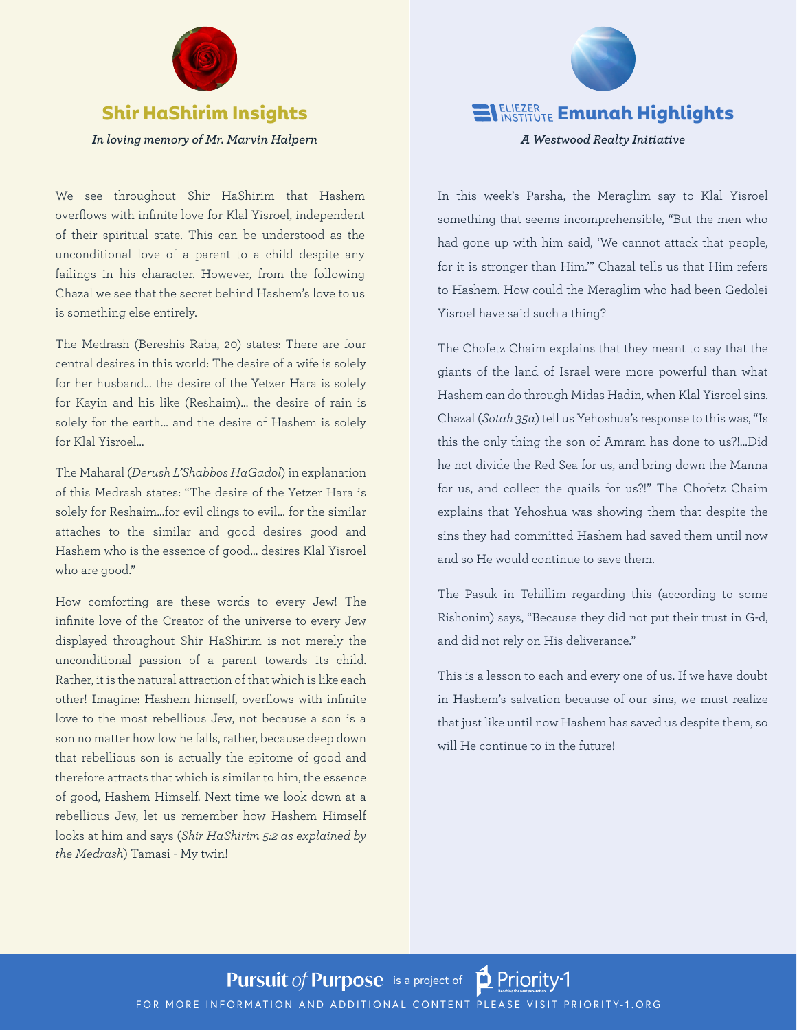## Shir HaShirim Insights

*In loving memory of Mr. Marvin Halpern*

We see throughout Shir HaShirim that Hashem overflows with infinite love for Klal Yisroel, independent of their spiritual state. This can be understood as the unconditional love of a parent to a child despite any failings in his character. However, from the following Chazal we see that the secret behind Hashem's love to us is something else entirely.

The Medrash (Bereshis Raba, 20) states: There are four central desires in this world: The desire of a wife is solely for her husband... the desire of the Yetzer Hara is solely for Kayin and his like (Reshaim)... the desire of rain is solely for the earth... and the desire of Hashem is solely for Klal Yisroel...

The Maharal (*Derush L'Shabbos HaGadol*) in explanation of this Medrash states: "The desire of the Yetzer Hara is solely for Reshaim...for evil clings to evil... for the similar attaches to the similar and good desires good and Hashem who is the essence of good... desires Klal Yisroel who are good."

How comforting are these words to every Jew! The infinite love of the Creator of the universe to every Jew displayed throughout Shir HaShirim is not merely the unconditional passion of a parent towards its child. Rather, it is the natural attraction of that which is like each other! Imagine: Hashem himself, overflows with infinite love to the most rebellious Jew, not because a son is a son no matter how low he falls, rather, because deep down that rebellious son is actually the epitome of good and therefore attracts that which is similar to him, the essence of good, Hashem Himself. Next time we look down at a rebellious Jew, let us remember how Hashem Himself looks at him and says (*Shir HaShirim 5:2 as explained by the Medrash*) Tamasi - My twin!

## Eliezer Institute Emunah Highlights

*A Westwood Realty Initiative*

In this week's Parsha, the Meraglim say to Klal Yisroel something that seems incomprehensible, "But the men who had gone up with him said, 'We cannot attack that people, for it is stronger than Him.'" Chazal tells us that Him refers to Hashem. How could the Meraglim who had been Gedolei Yisroel have said such a thing?

The Chofetz Chaim explains that they meant to say that the giants of the land of Israel were more powerful than what Hashem can do through Midas Hadin, when Klal Yisroel sins. Chazal (*Sotah 35a*) tell us Yehoshua's response to this was, "Is this the only thing the son of Amram has done to us?!...Did he not divide the Red Sea for us, and bring down the Manna for us, and collect the quails for us?!" The Chofetz Chaim explains that Yehoshua was showing them that despite the sins they had committed Hashem had saved them until now and so He would continue to save them.

The Pasuk in Tehillim regarding this (according to some Rishonim) says, "Because they did not put their trust in G-d, and did not rely on His deliverance."

This is a lesson to each and every one of us. If we have doubt in Hashem's salvation because of our sins, we must realize that just like until now Hashem has saved us despite them, so will He continue to in the future!

**Pursuit *of* Purpose** is a project of Priority-1

FOR MORE INFORMATION AND ADDITIONAL CONTENT PLEASE VISIT PRIORITY-1.ORG